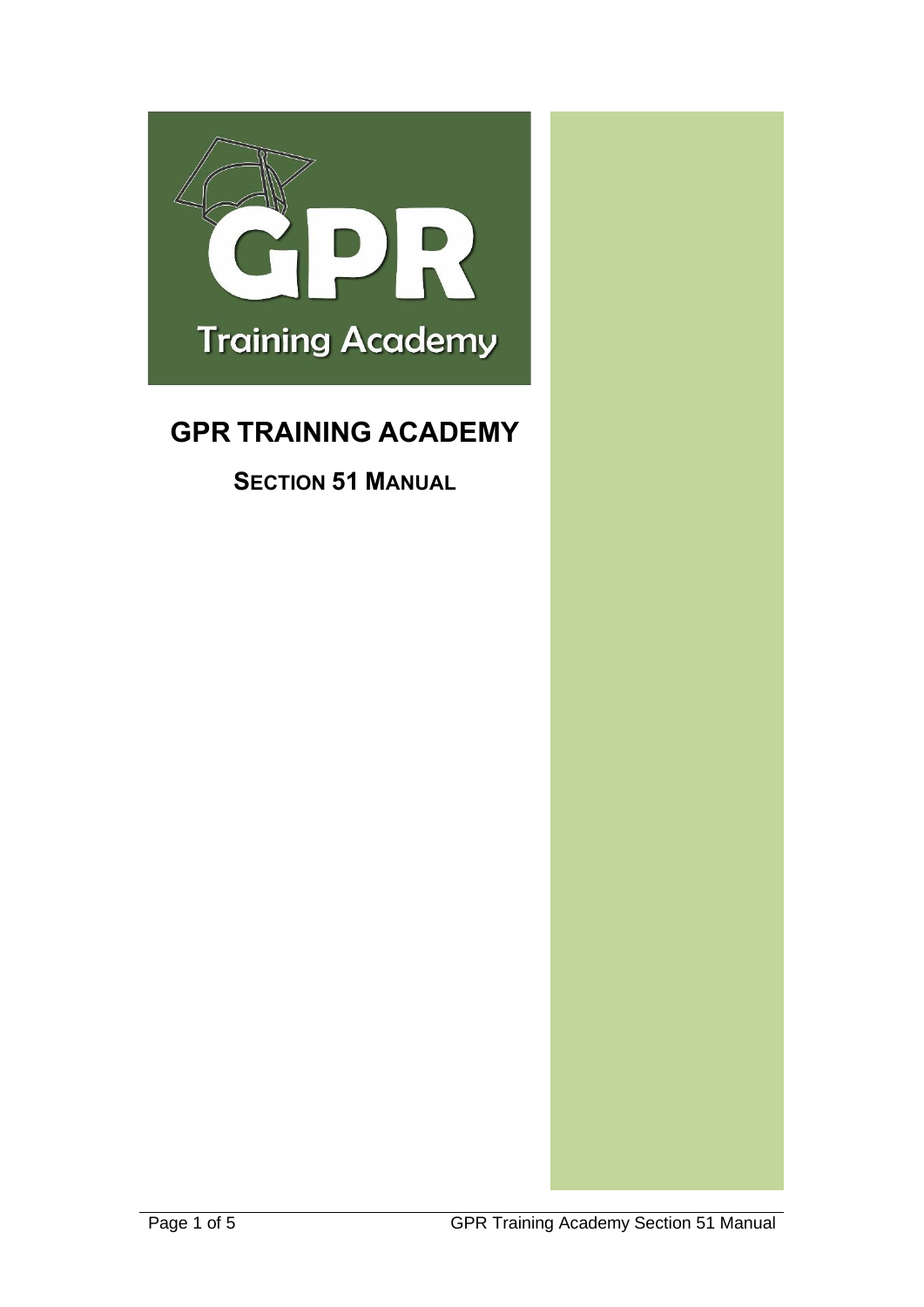# GPR TRAINING ACADEMY

## SECTION 51 MANUAL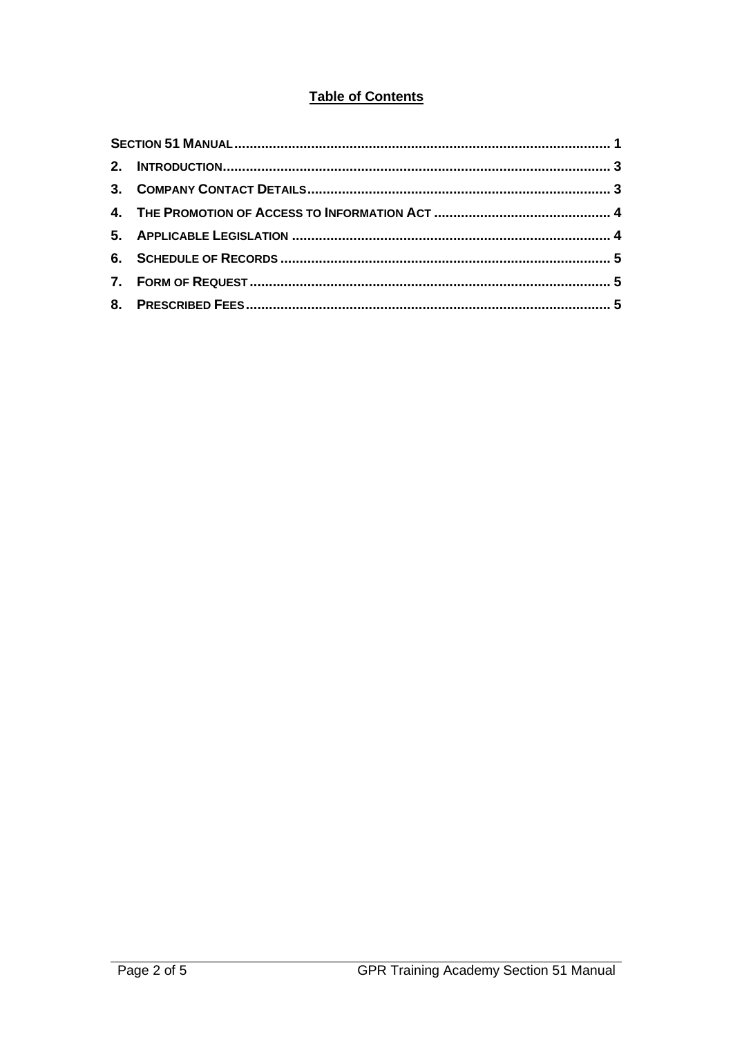## Table of Contents

**Section 51 Manual ........................................................................................... 1**

**2. Introduction ................................................................................................ 3**

**3. Company Contact Details ........................................................................... 3**

**4. The Promotion of Access to Information Act ............................................. 4**

**5. Applicable Legislation ............................................................................... 4**

**6. Schedule of Records ................................................................................. 5**

**7. Form of Request ........................................................................................ 5**

**8. Prescribed Fees ......................................................................................... 5**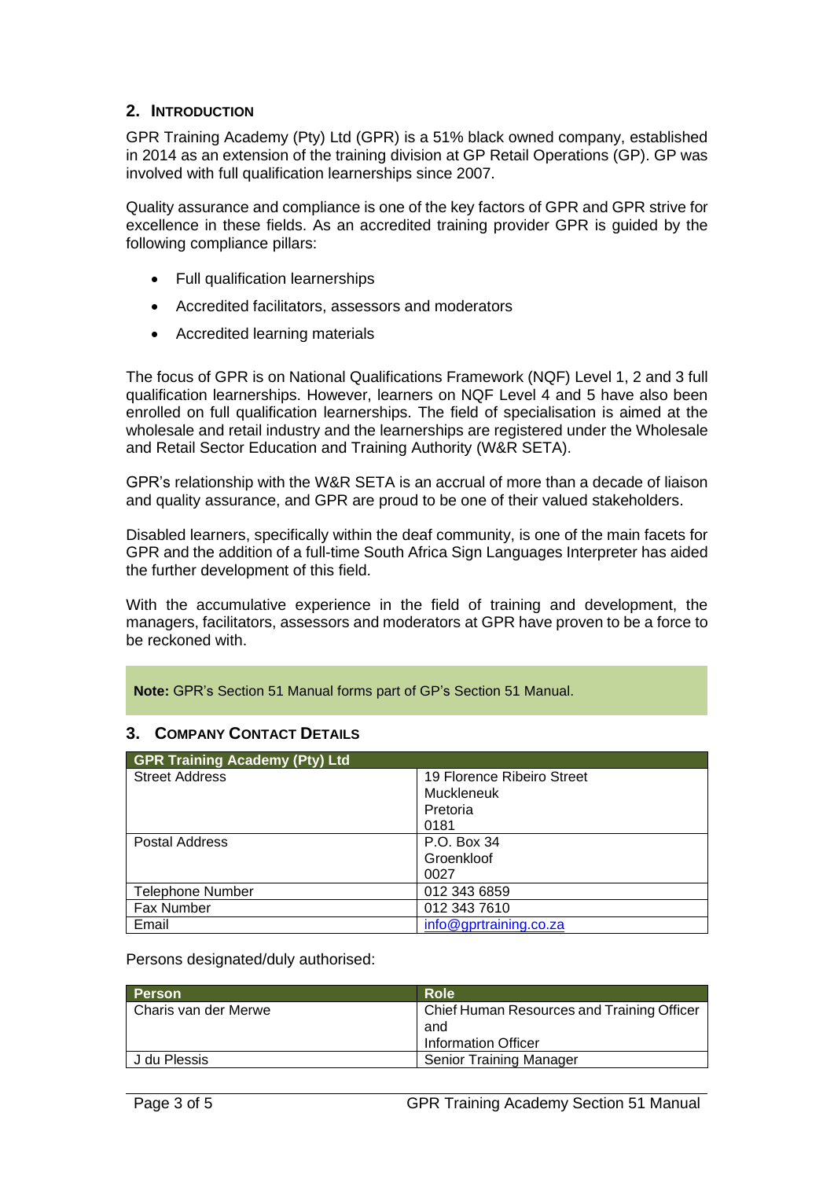## 2. Introduction

GPR Training Academy (Pty) Ltd (GPR) is a 51% black owned company, established in 2014 as an extension of the training division at GP Retail Operations (GP). GP was involved with full qualification learnerships since 2007.

Quality assurance and compliance is one of the key factors of GPR and GPR strive for excellence in these fields. As an accredited training provider GPR is guided by the following compliance pillars:

- Full qualification learnerships
- Accredited facilitators, assessors and moderators
- Accredited learning materials

The focus of GPR is on National Qualifications Framework (NQF) Level 1, 2 and 3 full qualification learnerships. However, learners on NQF Level 4 and 5 have also been enrolled on full qualification learnerships. The field of specialisation is aimed at the wholesale and retail industry and the learnerships are registered under the Wholesale and Retail Sector Education and Training Authority (W&R SETA).

GPR's relationship with the W&R SETA is an accrual of more than a decade of liaison and quality assurance, and GPR are proud to be one of their valued stakeholders.

Disabled learners, specifically within the deaf community, is one of the main facets for GPR and the addition of a full-time South Africa Sign Languages Interpreter has aided the further development of this field.

With the accumulative experience in the field of training and development, the managers, facilitators, assessors and moderators at GPR have proven to be a force to be reckoned with.

**Note:** GPR's Section 51 Manual forms part of GP's Section 51 Manual.

## 3. Company Contact Details

| GPR Training Academy (Pty) Ltd | |
|---|---|
| Street Address | 19 Florence Ribeiro Street<br>Muckleneuk<br>Pretoria<br>0181 |
| Postal Address | P.O. Box 34<br>Groenkloof<br>0027 |
| Telephone Number | 012 343 6859 |
| Fax Number | 012 343 7610 |
| Email | info@gprtraining.co.za |

Persons designated/duly authorised:

| Person | Role |
|---|---|
| Charis van der Merwe | Chief Human Resources and Training Officer<br>and<br>Information Officer |
| J du Plessis | Senior Training Manager |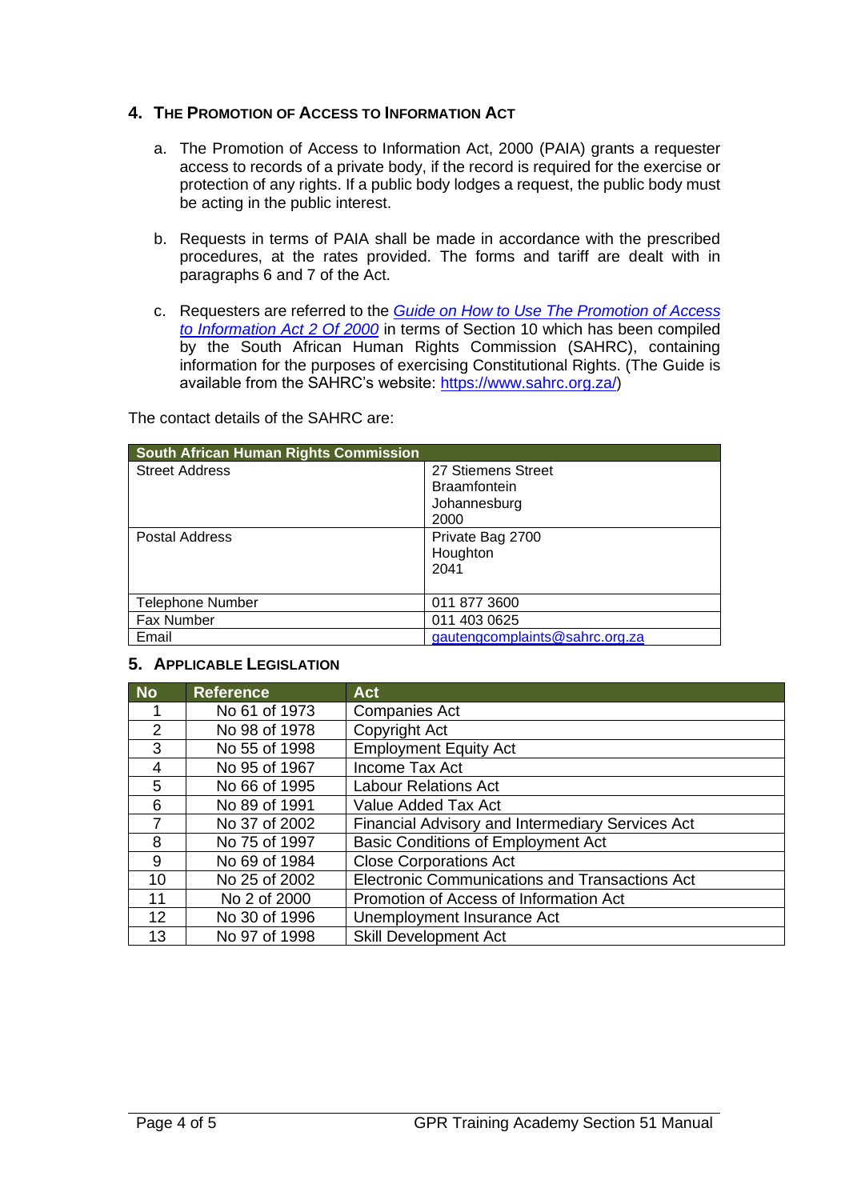## 4. THE PROMOTION OF ACCESS TO INFORMATION ACT

a. The Promotion of Access to Information Act, 2000 (PAIA) grants a requester access to records of a private body, if the record is required for the exercise or protection of any rights. If a public body lodges a request, the public body must be acting in the public interest.

b. Requests in terms of PAIA shall be made in accordance with the prescribed procedures, at the rates provided. The forms and tariff are dealt with in paragraphs 6 and 7 of the Act.

c. Requesters are referred to the *Guide on How to Use The Promotion of Access to Information Act 2 Of 2000* in terms of Section 10 which has been compiled by the South African Human Rights Commission (SAHRC), containing information for the purposes of exercising Constitutional Rights. (The Guide is available from the SAHRC's website: https://www.sahrc.org.za/)

The contact details of the SAHRC are:

| South African Human Rights Commission | |
|---|---|
| Street Address | 27 Stiemens Street<br>Braamfontein<br>Johannesburg<br>2000 |
| Postal Address | Private Bag 2700<br>Houghton<br>2041 |
| Telephone Number | 011 877 3600 |
| Fax Number | 011 403 0625 |
| Email | gautengcomplaints@sahrc.org.za |

## 5. APPLICABLE LEGISLATION

| No | Reference | Act |
|---|---|---|
| 1 | No 61 of 1973 | Companies Act |
| 2 | No 98 of 1978 | Copyright Act |
| 3 | No 55 of 1998 | Employment Equity Act |
| 4 | No 95 of 1967 | Income Tax Act |
| 5 | No 66 of 1995 | Labour Relations Act |
| 6 | No 89 of 1991 | Value Added Tax Act |
| 7 | No 37 of 2002 | Financial Advisory and Intermediary Services Act |
| 8 | No 75 of 1997 | Basic Conditions of Employment Act |
| 9 | No 69 of 1984 | Close Corporations Act |
| 10 | No 25 of 2002 | Electronic Communications and Transactions Act |
| 11 | No 2 of 2000 | Promotion of Access of Information Act |
| 12 | No 30 of 1996 | Unemployment Insurance Act |
| 13 | No 97 of 1998 | Skill Development Act |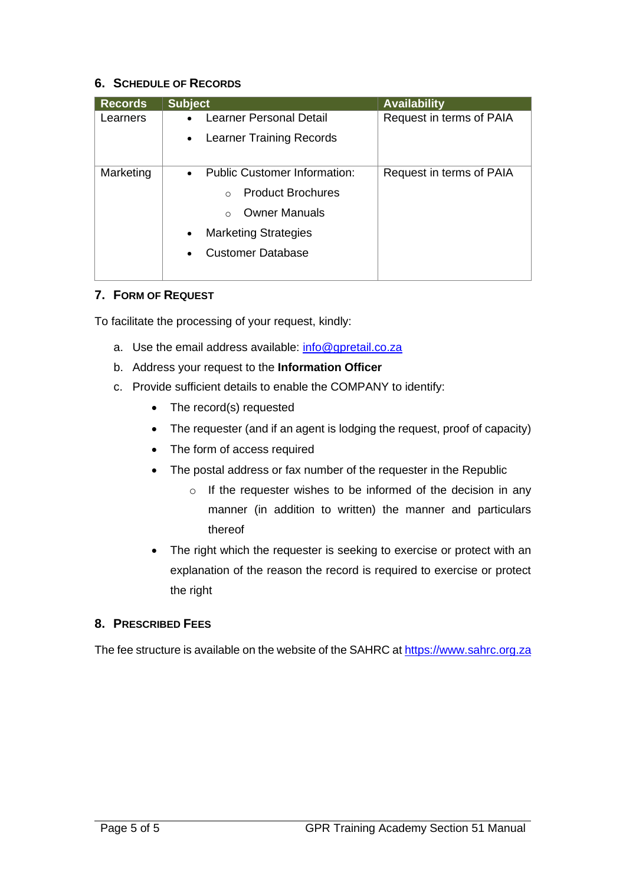## 6. Schedule of Records

| Records | Subject | Availability |
| --- | --- | --- |
| Learners | • Learner Personal Detail<br>• Learner Training Records | Request in terms of PAIA |
| Marketing | • Public Customer Information:<br>  ○ Product Brochures<br>  ○ Owner Manuals<br>• Marketing Strategies<br>• Customer Database | Request in terms of PAIA |

## 7. Form of Request

To facilitate the processing of your request, kindly:

a. Use the email address available: info@gpretail.co.za
b. Address your request to the **Information Officer**
c. Provide sufficient details to enable the COMPANY to identify:
   - The record(s) requested
   - The requester (and if an agent is lodging the request, proof of capacity)
   - The form of access required
   - The postal address or fax number of the requester in the Republic
     - If the requester wishes to be informed of the decision in any manner (in addition to written) the manner and particulars thereof
   - The right which the requester is seeking to exercise or protect with an explanation of the reason the record is required to exercise or protect the right

## 8. Prescribed Fees

The fee structure is available on the website of the SAHRC at https://www.sahrc.org.za